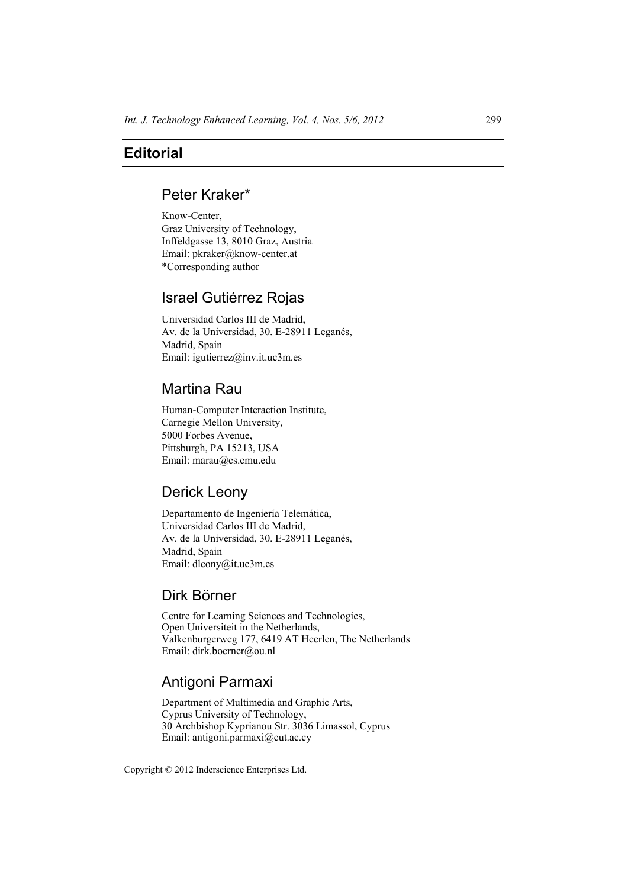# Editorial

## Peter Kraker*

Know-Center,
Graz University of Technology,
Inffeldgasse 13, 8010 Graz, Austria
Email: pkraker@know-center.at
*Corresponding author

## Israel Gutiérrez Rojas

Universidad Carlos III de Madrid,
Av. de la Universidad, 30. E-28911 Leganés,
Madrid, Spain
Email: igutierrez@inv.it.uc3m.es

## Martina Rau

Human-Computer Interaction Institute,
Carnegie Mellon University,
5000 Forbes Avenue,
Pittsburgh, PA 15213, USA
Email: marau@cs.cmu.edu

## Derick Leony

Departamento de Ingeniería Telemática,
Universidad Carlos III de Madrid,
Av. de la Universidad, 30. E-28911 Leganés,
Madrid, Spain
Email: dleony@it.uc3m.es

## Dirk Börner

Centre for Learning Sciences and Technologies,
Open Universiteit in the Netherlands,
Valkenburgerweg 177, 6419 AT Heerlen, The Netherlands
Email: dirk.boerner@ou.nl

## Antigoni Parmaxi

Department of Multimedia and Graphic Arts,
Cyprus University of Technology,
30 Archbishop Kyprianou Str. 3036 Limassol, Cyprus
Email: antigoni.parmaxi@cut.ac.cy

Copyright © 2012 Inderscience Enterprises Ltd.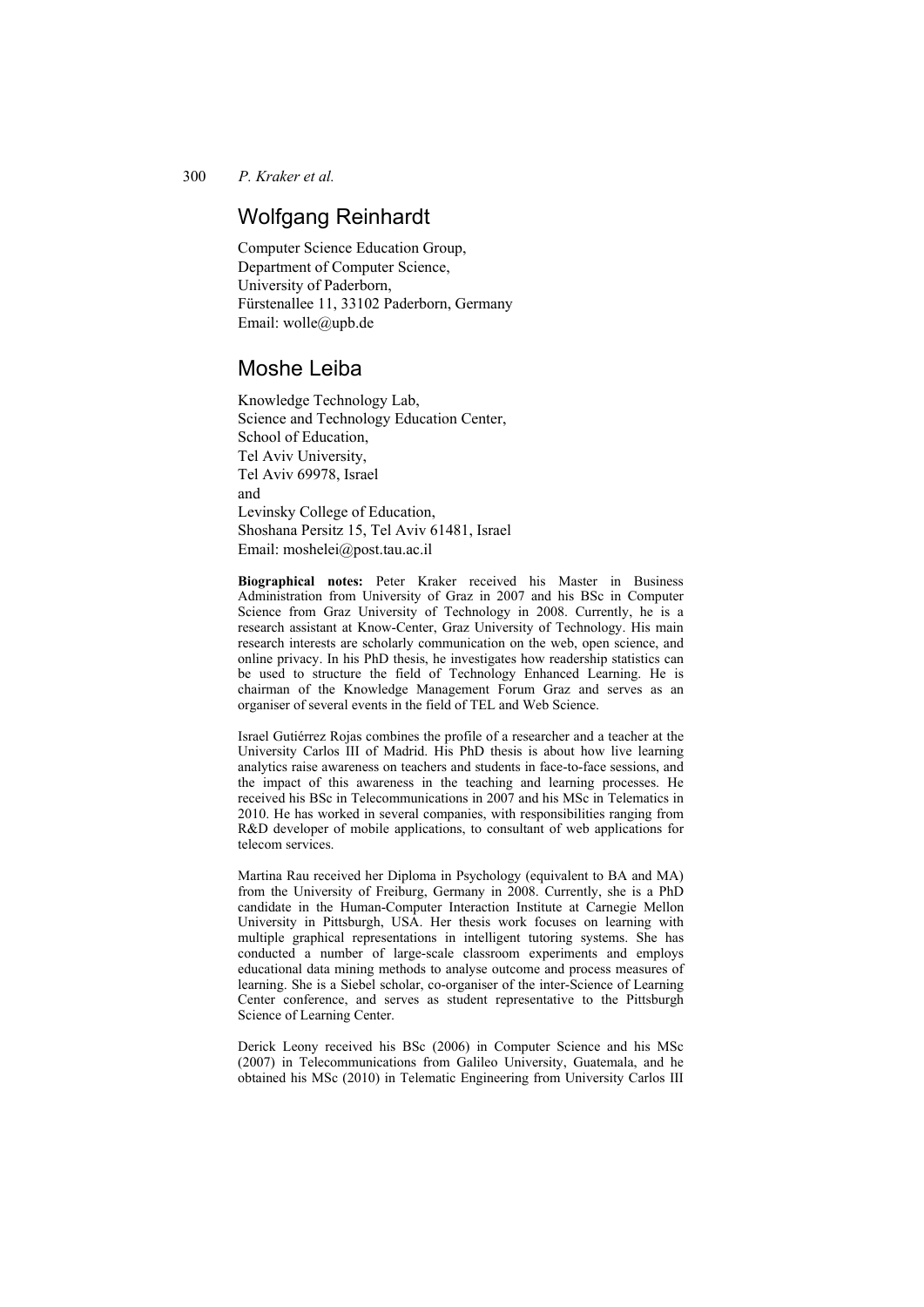## Wolfgang Reinhardt

Computer Science Education Group,
Department of Computer Science,
University of Paderborn,
Fürstenallee 11, 33102 Paderborn, Germany
Email: wolle@upb.de

## Moshe Leiba

Knowledge Technology Lab,
Science and Technology Education Center,
School of Education,
Tel Aviv University,
Tel Aviv 69978, Israel
and
Levinsky College of Education,
Shoshana Persitz 15, Tel Aviv 61481, Israel
Email: moshelei@post.tau.ac.il

**Biographical notes:** Peter Kraker received his Master in Business Administration from University of Graz in 2007 and his BSc in Computer Science from Graz University of Technology in 2008. Currently, he is a research assistant at Know-Center, Graz University of Technology. His main research interests are scholarly communication on the web, open science, and online privacy. In his PhD thesis, he investigates how readership statistics can be used to structure the field of Technology Enhanced Learning. He is chairman of the Knowledge Management Forum Graz and serves as an organiser of several events in the field of TEL and Web Science.

Israel Gutiérrez Rojas combines the profile of a researcher and a teacher at the University Carlos III of Madrid. His PhD thesis is about how live learning analytics raise awareness on teachers and students in face-to-face sessions, and the impact of this awareness in the teaching and learning processes. He received his BSc in Telecommunications in 2007 and his MSc in Telematics in 2010. He has worked in several companies, with responsibilities ranging from R&D developer of mobile applications, to consultant of web applications for telecom services.

Martina Rau received her Diploma in Psychology (equivalent to BA and MA) from the University of Freiburg, Germany in 2008. Currently, she is a PhD candidate in the Human-Computer Interaction Institute at Carnegie Mellon University in Pittsburgh, USA. Her thesis work focuses on learning with multiple graphical representations in intelligent tutoring systems. She has conducted a number of large-scale classroom experiments and employs educational data mining methods to analyse outcome and process measures of learning. She is a Siebel scholar, co-organiser of the inter-Science of Learning Center conference, and serves as student representative to the Pittsburgh Science of Learning Center.

Derick Leony received his BSc (2006) in Computer Science and his MSc (2007) in Telecommunications from Galileo University, Guatemala, and he obtained his MSc (2010) in Telematic Engineering from University Carlos III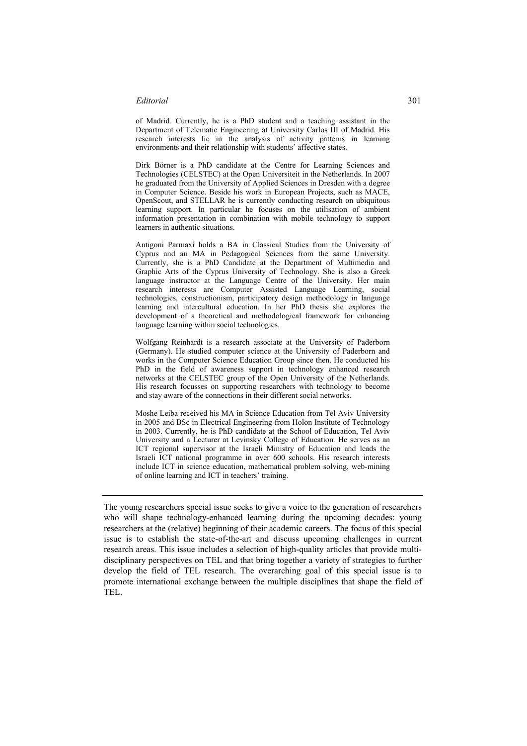of Madrid. Currently, he is a PhD student and a teaching assistant in the Department of Telematic Engineering at University Carlos III of Madrid. His research interests lie in the analysis of activity patterns in learning environments and their relationship with students' affective states.

Dirk Börner is a PhD candidate at the Centre for Learning Sciences and Technologies (CELSTEC) at the Open Universiteit in the Netherlands. In 2007 he graduated from the University of Applied Sciences in Dresden with a degree in Computer Science. Beside his work in European Projects, such as MACE, OpenScout, and STELLAR he is currently conducting research on ubiquitous learning support. In particular he focuses on the utilisation of ambient information presentation in combination with mobile technology to support learners in authentic situations.

Antigoni Parmaxi holds a BA in Classical Studies from the University of Cyprus and an MA in Pedagogical Sciences from the same University. Currently, she is a PhD Candidate at the Department of Multimedia and Graphic Arts of the Cyprus University of Technology. She is also a Greek language instructor at the Language Centre of the University. Her main research interests are Computer Assisted Language Learning, social technologies, constructionism, participatory design methodology in language learning and intercultural education. In her PhD thesis she explores the development of a theoretical and methodological framework for enhancing language learning within social technologies.

Wolfgang Reinhardt is a research associate at the University of Paderborn (Germany). He studied computer science at the University of Paderborn and works in the Computer Science Education Group since then. He conducted his PhD in the field of awareness support in technology enhanced research networks at the CELSTEC group of the Open University of the Netherlands. His research focusses on supporting researchers with technology to become and stay aware of the connections in their different social networks.

Moshe Leiba received his MA in Science Education from Tel Aviv University in 2005 and BSc in Electrical Engineering from Holon Institute of Technology in 2003. Currently, he is PhD candidate at the School of Education, Tel Aviv University and a Lecturer at Levinsky College of Education. He serves as an ICT regional supervisor at the Israeli Ministry of Education and leads the Israeli ICT national programme in over 600 schools. His research interests include ICT in science education, mathematical problem solving, web-mining of online learning and ICT in teachers' training.

---

The young researchers special issue seeks to give a voice to the generation of researchers who will shape technology-enhanced learning during the upcoming decades: young researchers at the (relative) beginning of their academic careers. The focus of this special issue is to establish the state-of-the-art and discuss upcoming challenges in current research areas. This issue includes a selection of high-quality articles that provide multi-disciplinary perspectives on TEL and that bring together a variety of strategies to further develop the field of TEL research. The overarching goal of this special issue is to promote international exchange between the multiple disciplines that shape the field of TEL.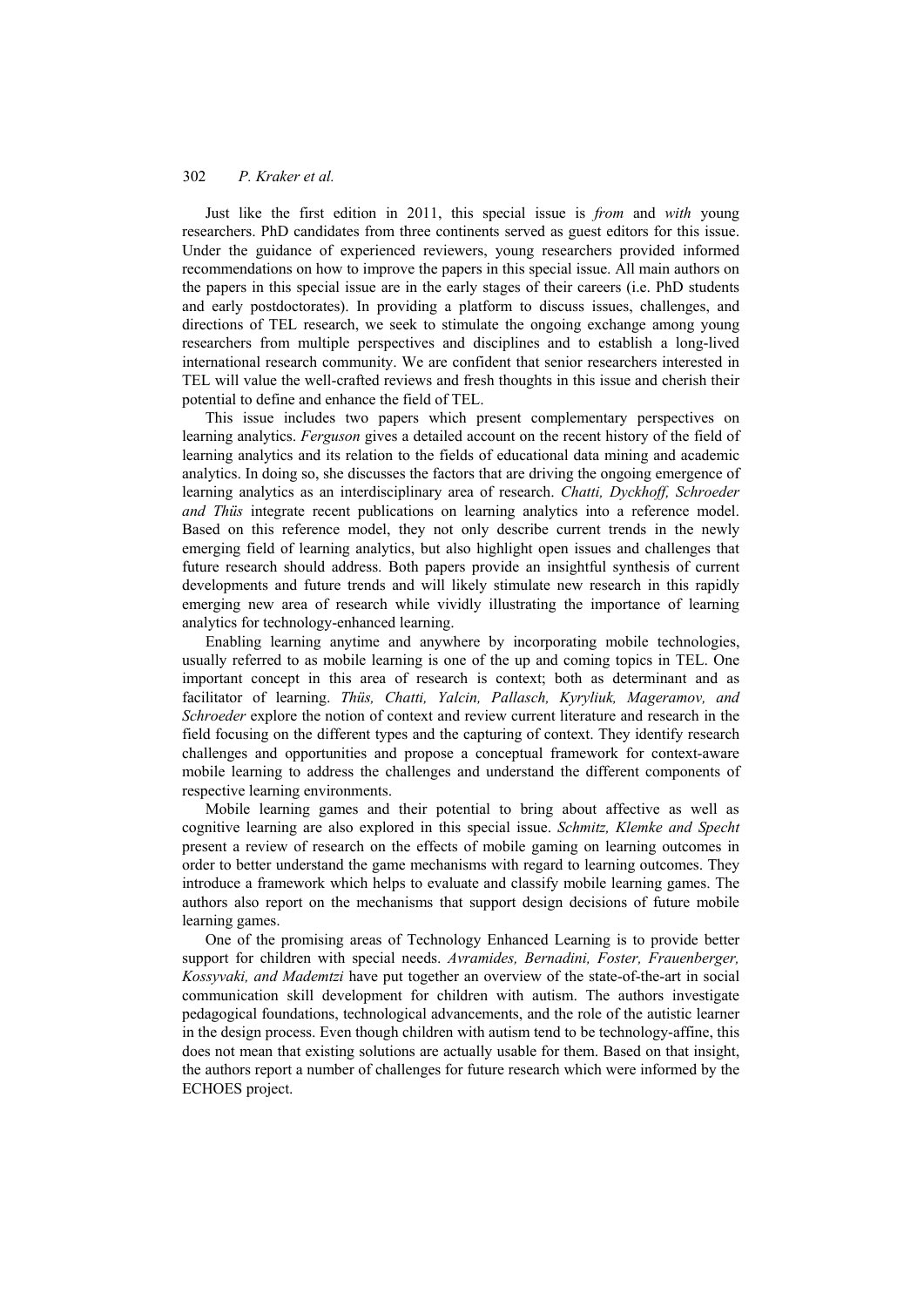Just like the first edition in 2011, this special issue is *from* and *with* young researchers. PhD candidates from three continents served as guest editors for this issue. Under the guidance of experienced reviewers, young researchers provided informed recommendations on how to improve the papers in this special issue. All main authors on the papers in this special issue are in the early stages of their careers (i.e. PhD students and early postdoctorates). In providing a platform to discuss issues, challenges, and directions of TEL research, we seek to stimulate the ongoing exchange among young researchers from multiple perspectives and disciplines and to establish a long-lived international research community. We are confident that senior researchers interested in TEL will value the well-crafted reviews and fresh thoughts in this issue and cherish their potential to define and enhance the field of TEL.

This issue includes two papers which present complementary perspectives on learning analytics. *Ferguson* gives a detailed account on the recent history of the field of learning analytics and its relation to the fields of educational data mining and academic analytics. In doing so, she discusses the factors that are driving the ongoing emergence of learning analytics as an interdisciplinary area of research. *Chatti, Dyckhoff, Schroeder and Thüs* integrate recent publications on learning analytics into a reference model. Based on this reference model, they not only describe current trends in the newly emerging field of learning analytics, but also highlight open issues and challenges that future research should address. Both papers provide an insightful synthesis of current developments and future trends and will likely stimulate new research in this rapidly emerging new area of research while vividly illustrating the importance of learning analytics for technology-enhanced learning.

Enabling learning anytime and anywhere by incorporating mobile technologies, usually referred to as mobile learning is one of the up and coming topics in TEL. One important concept in this area of research is context; both as determinant and as facilitator of learning. *Thüs, Chatti, Yalcin, Pallasch, Kyryliuk, Mageramov, and Schroeder* explore the notion of context and review current literature and research in the field focusing on the different types and the capturing of context. They identify research challenges and opportunities and propose a conceptual framework for context-aware mobile learning to address the challenges and understand the different components of respective learning environments.

Mobile learning games and their potential to bring about affective as well as cognitive learning are also explored in this special issue. *Schmitz, Klemke and Specht* present a review of research on the effects of mobile gaming on learning outcomes in order to better understand the game mechanisms with regard to learning outcomes. They introduce a framework which helps to evaluate and classify mobile learning games. The authors also report on the mechanisms that support design decisions of future mobile learning games.

One of the promising areas of Technology Enhanced Learning is to provide better support for children with special needs. *Avramides, Bernadini, Foster, Frauenberger, Kossyvaki, and Mademtzi* have put together an overview of the state-of-the-art in social communication skill development for children with autism. The authors investigate pedagogical foundations, technological advancements, and the role of the autistic learner in the design process. Even though children with autism tend to be technology-affine, this does not mean that existing solutions are actually usable for them. Based on that insight, the authors report a number of challenges for future research which were informed by the ECHOES project.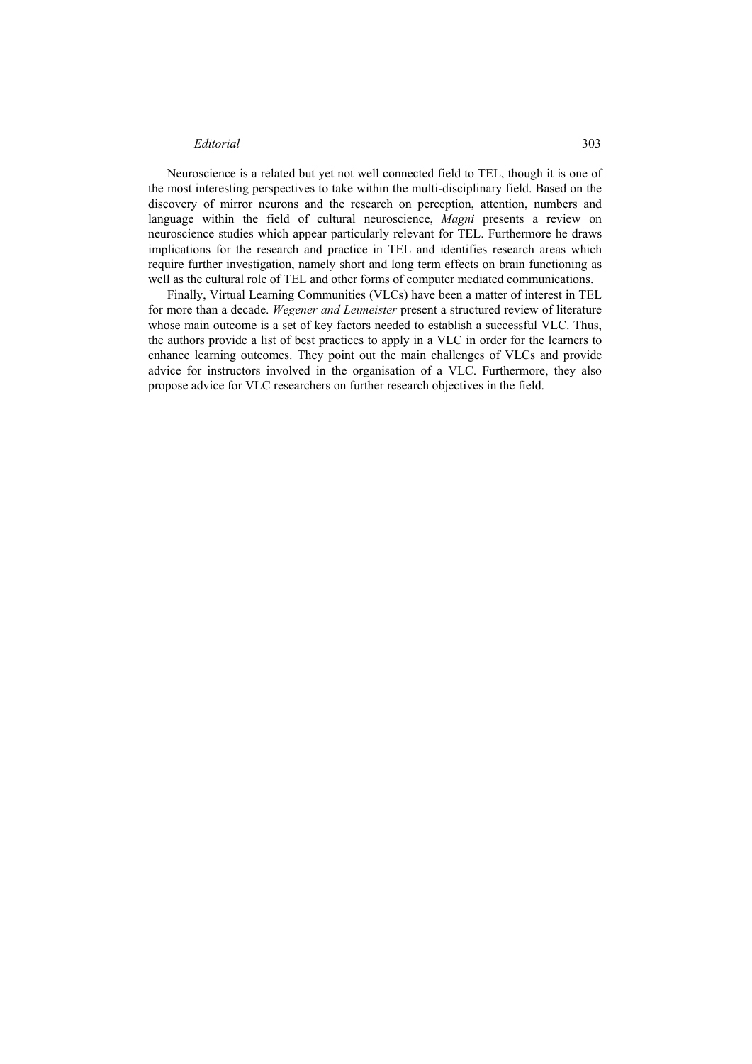Neuroscience is a related but yet not well connected field to TEL, though it is one of the most interesting perspectives to take within the multi-disciplinary field. Based on the discovery of mirror neurons and the research on perception, attention, numbers and language within the field of cultural neuroscience, *Magni* presents a review on neuroscience studies which appear particularly relevant for TEL. Furthermore he draws implications for the research and practice in TEL and identifies research areas which require further investigation, namely short and long term effects on brain functioning as well as the cultural role of TEL and other forms of computer mediated communications.

Finally, Virtual Learning Communities (VLCs) have been a matter of interest in TEL for more than a decade. *Wegener and Leimeister* present a structured review of literature whose main outcome is a set of key factors needed to establish a successful VLC. Thus, the authors provide a list of best practices to apply in a VLC in order for the learners to enhance learning outcomes. They point out the main challenges of VLCs and provide advice for instructors involved in the organisation of a VLC. Furthermore, they also propose advice for VLC researchers on further research objectives in the field.